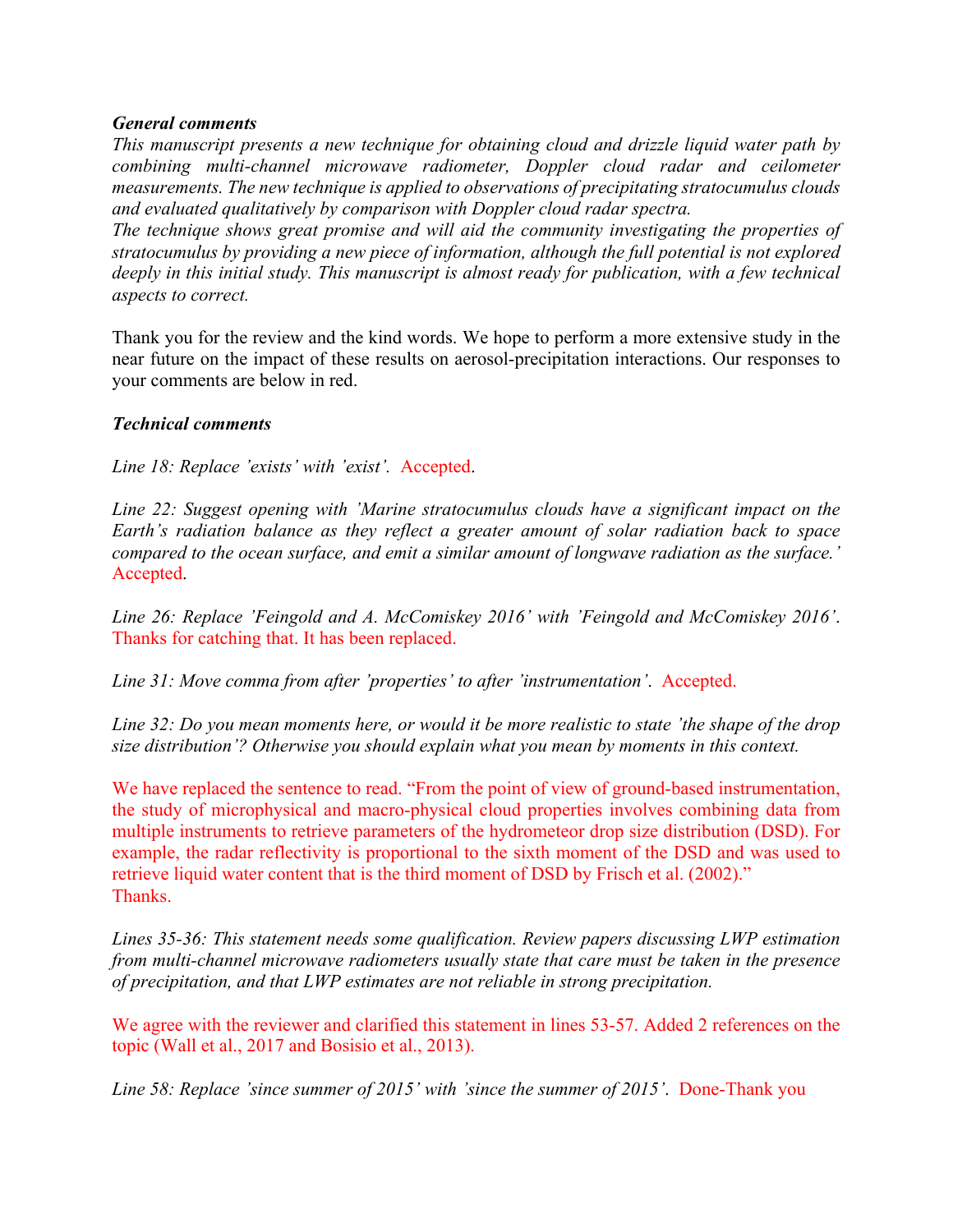***General comments***

*This manuscript presents a new technique for obtaining cloud and drizzle liquid water path by combining multi-channel microwave radiometer, Doppler cloud radar and ceilometer measurements. The new technique is applied to observations of precipitating stratocumulus clouds and evaluated qualitatively by comparison with Doppler cloud radar spectra.*
*The technique shows great promise and will aid the community investigating the properties of stratocumulus by providing a new piece of information, although the full potential is not explored deeply in this initial study. This manuscript is almost ready for publication, with a few technical aspects to correct.*

Thank you for the review and the kind words. We hope to perform a more extensive study in the near future on the impact of these results on aerosol-precipitation interactions. Our responses to your comments are below in red.

***Technical comments***

*Line 18: Replace 'exists' with 'exist'.* Accepted.

*Line 22: Suggest opening with 'Marine stratocumulus clouds have a significant impact on the Earth's radiation balance as they reflect a greater amount of solar radiation back to space compared to the ocean surface, and emit a similar amount of longwave radiation as the surface.'* Accepted.

*Line 26: Replace 'Feingold and A. McComiskey 2016' with 'Feingold and McComiskey 2016'.* Thanks for catching that. It has been replaced.

*Line 31: Move comma from after 'properties' to after 'instrumentation'.* Accepted.

*Line 32: Do you mean moments here, or would it be more realistic to state 'the shape of the drop size distribution'? Otherwise you should explain what you mean by moments in this context.*

We have replaced the sentence to read. "From the point of view of ground-based instrumentation, the study of microphysical and macro-physical cloud properties involves combining data from multiple instruments to retrieve parameters of the hydrometeor drop size distribution (DSD). For example, the radar reflectivity is proportional to the sixth moment of the DSD and was used to retrieve liquid water content that is the third moment of DSD by Frisch et al. (2002)."
Thanks.

*Lines 35-36: This statement needs some qualification. Review papers discussing LWP estimation from multi-channel microwave radiometers usually state that care must be taken in the presence of precipitation, and that LWP estimates are not reliable in strong precipitation.*

We agree with the reviewer and clarified this statement in lines 53-57. Added 2 references on the topic (Wall et al., 2017 and Bosisio et al., 2013).

*Line 58: Replace 'since summer of 2015' with 'since the summer of 2015'.* Done-Thank you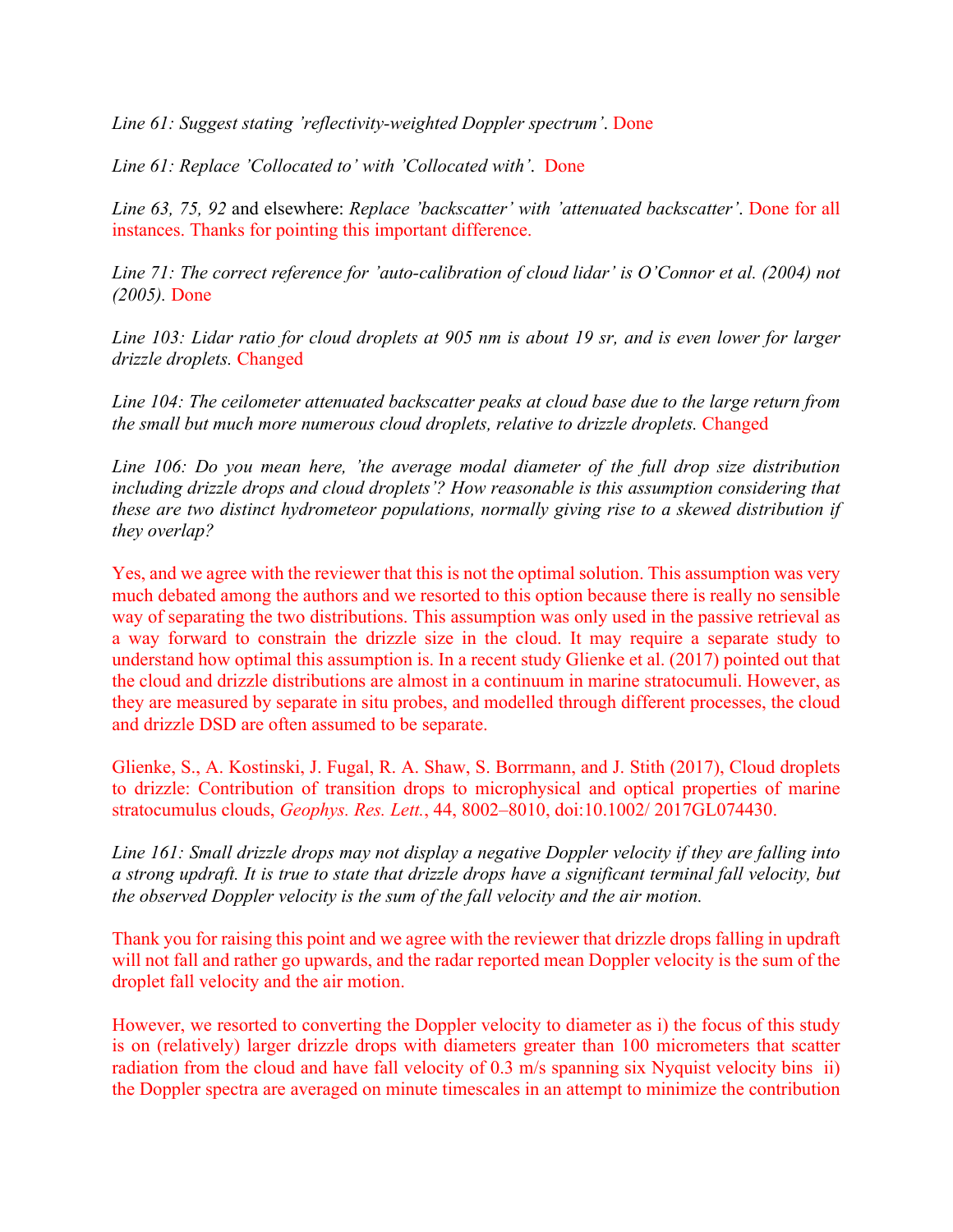*Line 61: Suggest stating 'reflectivity-weighted Doppler spectrum'.* Done

*Line 61: Replace 'Collocated to' with 'Collocated with'.* Done

*Line 63, 75, 92* and elsewhere: *Replace 'backscatter' with 'attenuated backscatter'.* Done for all instances. Thanks for pointing this important difference.

*Line 71: The correct reference for 'auto-calibration of cloud lidar' is O'Connor et al. (2004) not (2005).* Done

*Line 103: Lidar ratio for cloud droplets at 905 nm is about 19 sr, and is even lower for larger drizzle droplets.* Changed

*Line 104: The ceilometer attenuated backscatter peaks at cloud base due to the large return from the small but much more numerous cloud droplets, relative to drizzle droplets.* Changed

*Line 106: Do you mean here, 'the average modal diameter of the full drop size distribution including drizzle drops and cloud droplets'? How reasonable is this assumption considering that these are two distinct hydrometeor populations, normally giving rise to a skewed distribution if they overlap?*

Yes, and we agree with the reviewer that this is not the optimal solution. This assumption was very much debated among the authors and we resorted to this option because there is really no sensible way of separating the two distributions. This assumption was only used in the passive retrieval as a way forward to constrain the drizzle size in the cloud. It may require a separate study to understand how optimal this assumption is. In a recent study Glienke et al. (2017) pointed out that the cloud and drizzle distributions are almost in a continuum in marine stratocumuli. However, as they are measured by separate in situ probes, and modelled through different processes, the cloud and drizzle DSD are often assumed to be separate.

Glienke, S., A. Kostinski, J. Fugal, R. A. Shaw, S. Borrmann, and J. Stith (2017), Cloud droplets to drizzle: Contribution of transition drops to microphysical and optical properties of marine stratocumulus clouds, *Geophys. Res. Lett.*, 44, 8002–8010, doi:10.1002/ 2017GL074430.

*Line 161: Small drizzle drops may not display a negative Doppler velocity if they are falling into a strong updraft. It is true to state that drizzle drops have a significant terminal fall velocity, but the observed Doppler velocity is the sum of the fall velocity and the air motion.*

Thank you for raising this point and we agree with the reviewer that drizzle drops falling in updraft will not fall and rather go upwards, and the radar reported mean Doppler velocity is the sum of the droplet fall velocity and the air motion.

However, we resorted to converting the Doppler velocity to diameter as i) the focus of this study is on (relatively) larger drizzle drops with diameters greater than 100 micrometers that scatter radiation from the cloud and have fall velocity of 0.3 m/s spanning six Nyquist velocity bins ii) the Doppler spectra are averaged on minute timescales in an attempt to minimize the contribution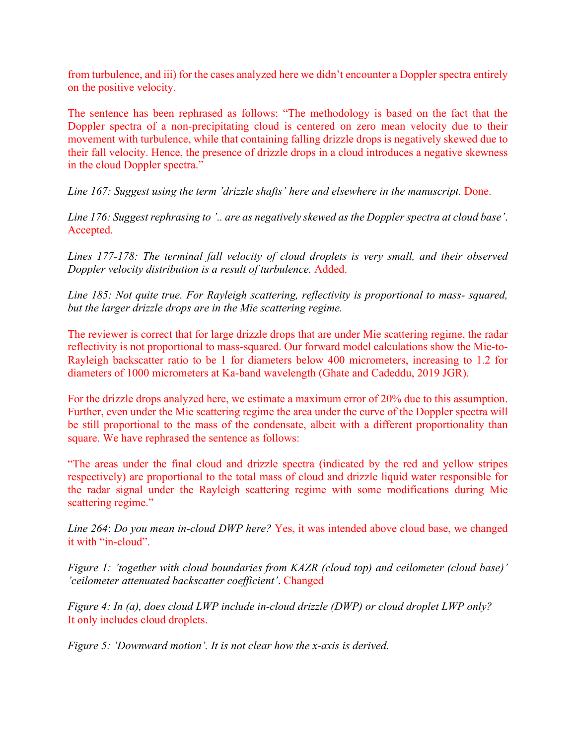from turbulence, and iii) for the cases analyzed here we didn't encounter a Doppler spectra entirely on the positive velocity.

The sentence has been rephrased as follows: "The methodology is based on the fact that the Doppler spectra of a non-precipitating cloud is centered on zero mean velocity due to their movement with turbulence, while that containing falling drizzle drops is negatively skewed due to their fall velocity. Hence, the presence of drizzle drops in a cloud introduces a negative skewness in the cloud Doppler spectra."

*Line 167: Suggest using the term 'drizzle shafts' here and elsewhere in the manuscript.* Done.

*Line 176: Suggest rephrasing to '.. are as negatively skewed as the Doppler spectra at cloud base'.* Accepted.

*Lines 177-178: The terminal fall velocity of cloud droplets is very small, and their observed Doppler velocity distribution is a result of turbulence.* Added.

*Line 185: Not quite true. For Rayleigh scattering, reflectivity is proportional to mass- squared, but the larger drizzle drops are in the Mie scattering regime.*

The reviewer is correct that for large drizzle drops that are under Mie scattering regime, the radar reflectivity is not proportional to mass-squared. Our forward model calculations show the Mie-to-Rayleigh backscatter ratio to be 1 for diameters below 400 micrometers, increasing to 1.2 for diameters of 1000 micrometers at Ka-band wavelength (Ghate and Cadeddu, 2019 JGR).

For the drizzle drops analyzed here, we estimate a maximum error of 20% due to this assumption. Further, even under the Mie scattering regime the area under the curve of the Doppler spectra will be still proportional to the mass of the condensate, albeit with a different proportionality than square. We have rephrased the sentence as follows:

"The areas under the final cloud and drizzle spectra (indicated by the red and yellow stripes respectively) are proportional to the total mass of cloud and drizzle liquid water responsible for the radar signal under the Rayleigh scattering regime with some modifications during Mie scattering regime."

*Line 264*: *Do you mean in-cloud DWP here?* Yes, it was intended above cloud base, we changed it with "in-cloud".

*Figure 1: 'together with cloud boundaries from KAZR (cloud top) and ceilometer (cloud base)' 'ceilometer attenuated backscatter coefficient'*. Changed

*Figure 4: In (a), does cloud LWP include in-cloud drizzle (DWP) or cloud droplet LWP only?*
It only includes cloud droplets.

*Figure 5: 'Downward motion'. It is not clear how the x-axis is derived.*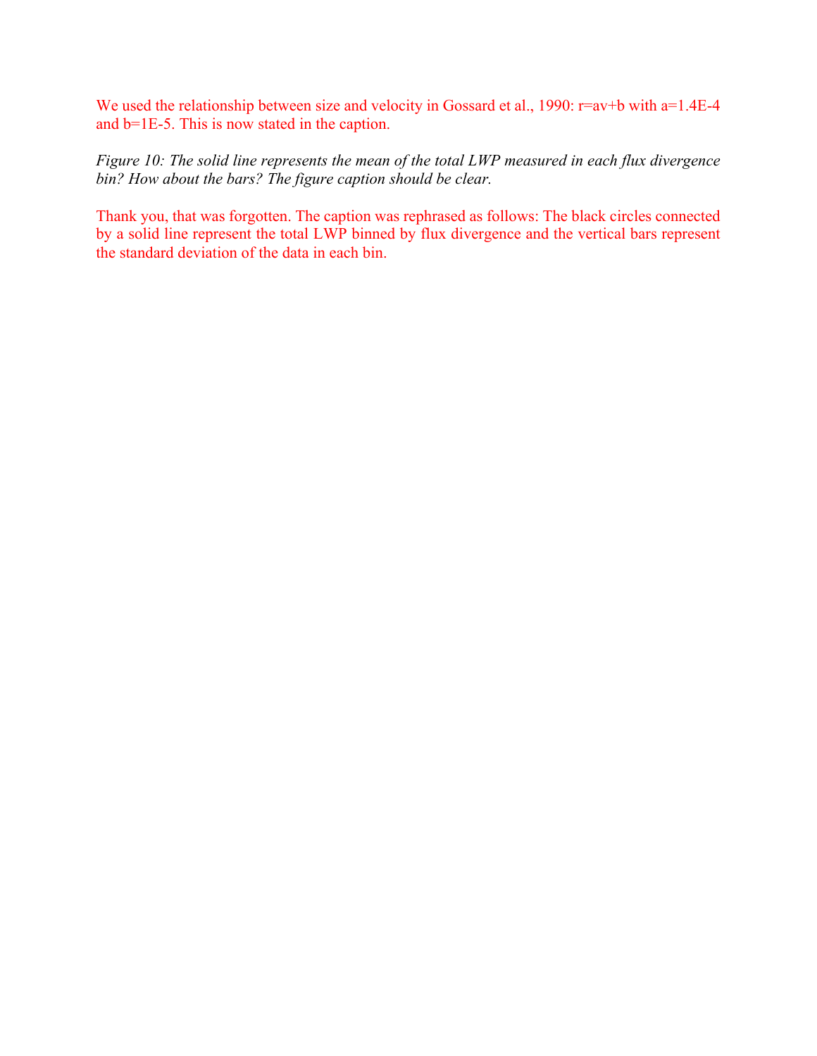We used the relationship between size and velocity in Gossard et al., 1990: $r=av+b$ with $a=1.4E-4$ and $b=1E-5$. This is now stated in the caption.

*Figure 10: The solid line represents the mean of the total LWP measured in each flux divergence bin? How about the bars? The figure caption should be clear.*

Thank you, that was forgotten. The caption was rephrased as follows: The black circles connected by a solid line represent the total LWP binned by flux divergence and the vertical bars represent the standard deviation of the data in each bin.